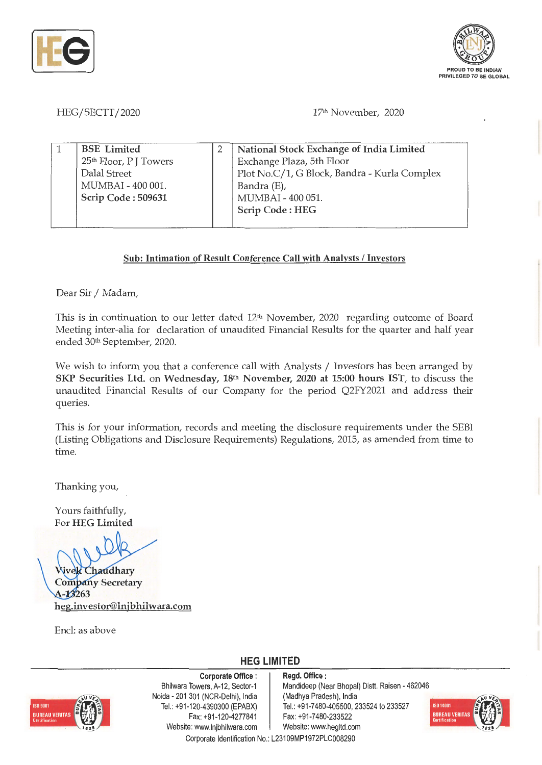HEG/SECTT/2020

17th November, 2020

| 1 | **BSE Limited**<br>25th Floor, P J Towers<br>Dalal Street<br>MUMBAI - 400 001.<br>**Scrip Code : 509631** | 2 | **National Stock Exchange of India Limited**<br>Exchange Plaza, 5th Floor<br>Plot No.C/1, G Block, Bandra - Kurla Complex<br>Bandra (E),<br>MUMBAI - 400 051.<br>**Scrip Code : HEG** |
|---|---|---|---|

**Sub: Intimation of Result Conference Call with Analysts / Investors**

Dear Sir / Madam,

This is in continuation to our letter dated 12th November, 2020 regarding outcome of Board Meeting inter-alia for declaration of unaudited Financial Results for the quarter and half year ended 30th September, 2020.

We wish to inform you that a conference call with Analysts / Investors has been arranged by **SKP Securities Ltd.** on **Wednesday, 18th November, 2020 at 15:00 hours** IST, to discuss the unaudited Financial Results of our Company for the period Q2FY2021 and address their queries.

This is for your information, records and meeting the disclosure requirements under the SEBI (Listing Obligations and Disclosure Requirements) Regulations, 2015, as amended from time to time.

Thanking you,

Yours faithfully,
For **HEG Limited**

Vivek Chaudhary
Company Secretary
A-13263
heg.investor@lnjbhilwara.com

Encl: as above

**HEG LIMITED**

**Corporate Office :** Bhilwara Towers, A-12, Sector-1, Noida - 201 301 (NCR-Delhi), India. Tel.: +91-120-4390300 (EPABX), Fax: +91-120-4277841, Website: www.lnjbhilwara.com

**Regd. Office :** Mandideep (Near Bhopal) Distt. Raisen - 462046 (Madhya Pradesh), India. Tel.: +91-7480-405500, 233524 to 233527, Fax: +91-7480-233522, Website: www.hegltd.com

Corporate Identification No.: L23109MP1972PLC008290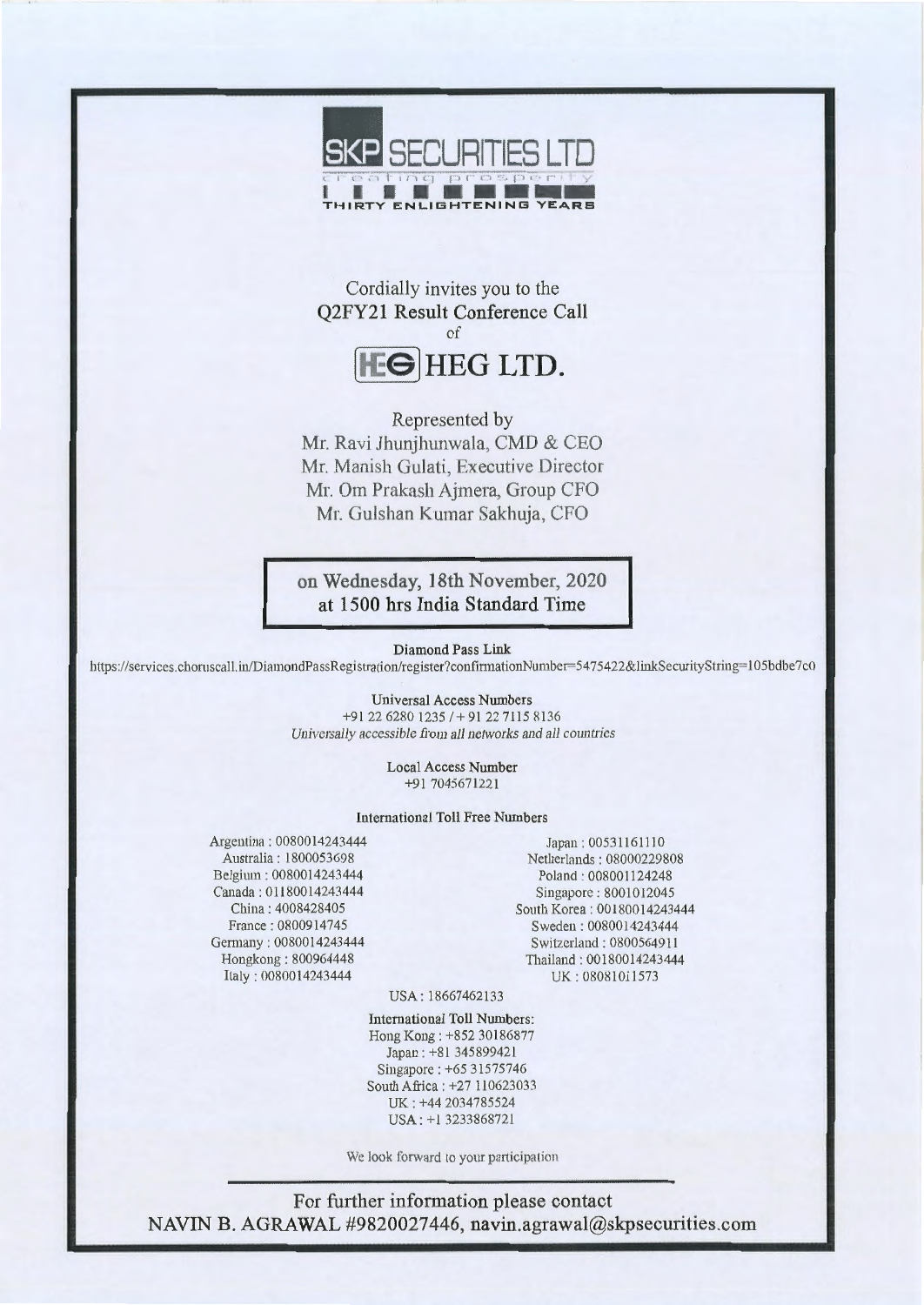# SKP SECURITIES LTD

creating prosperity

THIRTY ENLIGHTENING YEARS

Cordially invites you to the

**Q2FY21 Result Conference Call**

of

## HEG LTD.

Represented by

Mr. Ravi Jhunjhunwala, CMD & CEO

Mr. Manish Gulati, Executive Director

Mr. Om Prakash Ajmera, Group CFO

Mr. Gulshan Kumar Sakhuja, CFO

**on Wednesday, 18th November, 2020 at 1500 hrs India Standard Time**

**Diamond Pass Link**

https://services.choruscall.in/DiamondPassRegistration/register?confirmationNumber=5475422&linkSecurityString=105bdbe7c0

**Universal Access Numbers**

+91 22 6280 1235 / + 91 22 7115 8136

*Universally accessible from all networks and all countries*

**Local Access Number**

+91 7045671221

**International Toll Free Numbers**

Argentina : 0080014243444
Australia : 1800053698
Belgium : 0080014243444
Canada : 01180014243444
China : 4008428405
France : 0800914745
Germany : 0080014243444
Hongkong : 800964448
Italy : 0080014243444
Japan : 00531161110
Netherlands : 08000229808
Poland : 008001124248
Singapore : 8001012045
South Korea : 00180014243444
Sweden : 0080014243444
Switzerland : 0800564911
Thailand : 00180014243444
UK : 08081011573
USA : 18667462133

**International Toll Numbers:**

Hong Kong : +852 30186877
Japan : +81 345899421
Singapore : +65 31575746
South Africa : +27 110623033
UK : +44 2034785524
USA : +1 3233868721

We look forward to your participation

**For further information please contact**

**NAVIN B. AGRAWAL #9820027446, navin.agrawal@skpsecurities.com**